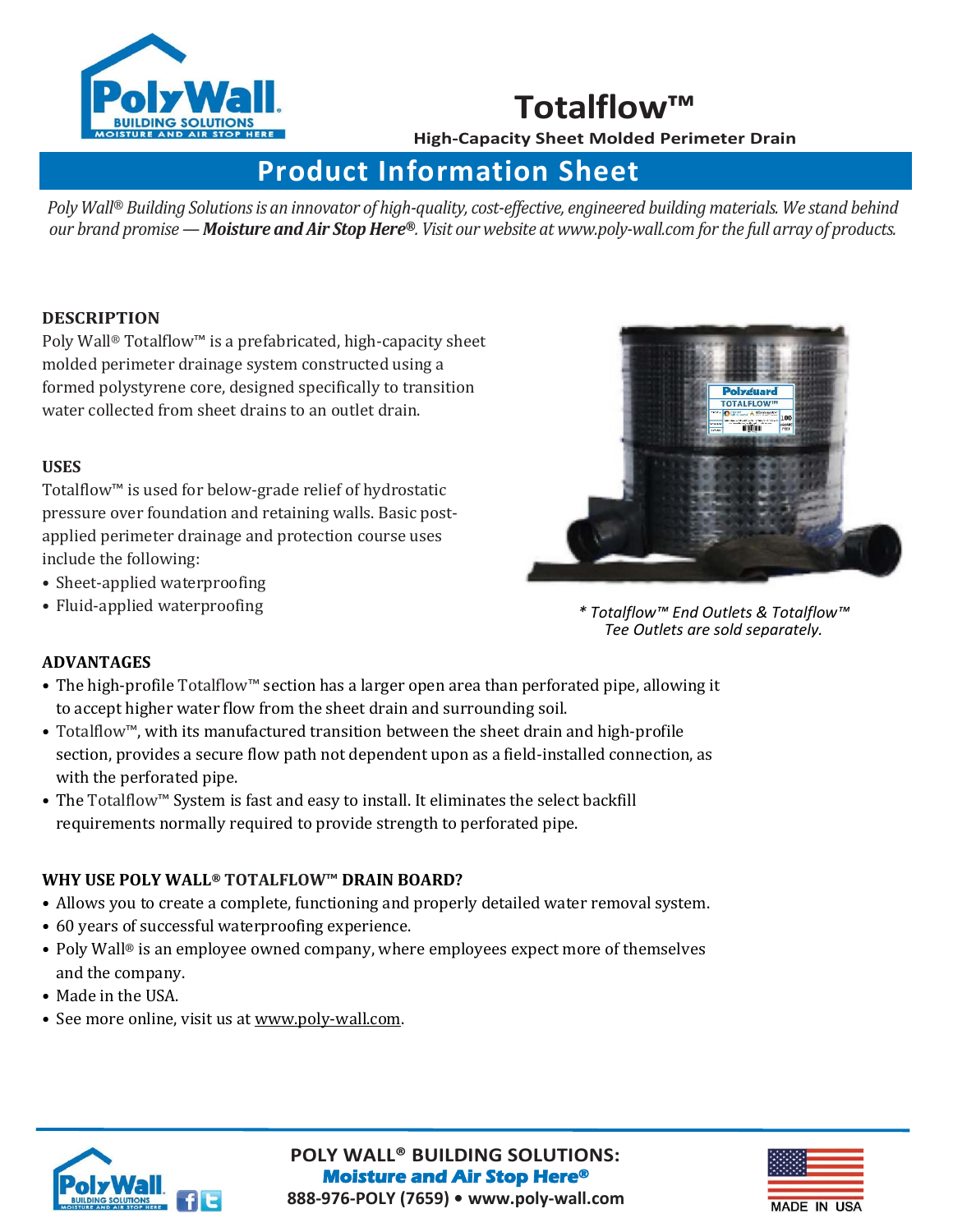# Totalflow™

**High-Capacity Sheet Molded Perimeter Drain**

## Product Information Sheet

*Poly Wall® Building Solutions is an innovator of high-quality, cost-effective, engineered building materials. We stand behind our brand promise — **Moisture and Air Stop Here®**. Visit our website at www.poly-wall.com for the full array of products.*

### DESCRIPTION

Poly Wall® Totalflow™ is a prefabricated, high-capacity sheet molded perimeter drainage system constructed using a formed polystyrene core, designed specifically to transition water collected from sheet drains to an outlet drain.

### USES

Totalflow™ is used for below-grade relief of hydrostatic pressure over foundation and retaining walls. Basic post-applied perimeter drainage and protection course uses include the following:

- Sheet-applied waterproofing
- Fluid-applied waterproofing

*\* Totalflow™ End Outlets & Totalflow™ Tee Outlets are sold separately.*

### ADVANTAGES

- The high-profile Totalflow™ section has a larger open area than perforated pipe, allowing it to accept higher water flow from the sheet drain and surrounding soil.
- Totalflow™, with its manufactured transition between the sheet drain and high-profile section, provides a secure flow path not dependent upon as a field-installed connection, as with the perforated pipe.
- The Totalflow™ System is fast and easy to install. It eliminates the select backfill requirements normally required to provide strength to perforated pipe.

### WHY USE POLY WALL® TOTALFLOW™ DRAIN BOARD?

- Allows you to create a complete, functioning and properly detailed water removal system.
- 60 years of successful waterproofing experience.
- Poly Wall® is an employee owned company, where employees expect more of themselves and the company.
- Made in the USA.
- See more online, visit us at www.poly-wall.com.

**POLY WALL® BUILDING SOLUTIONS:**
***Moisture and Air Stop Here®***
**888-976-POLY (7659) • www.poly-wall.com**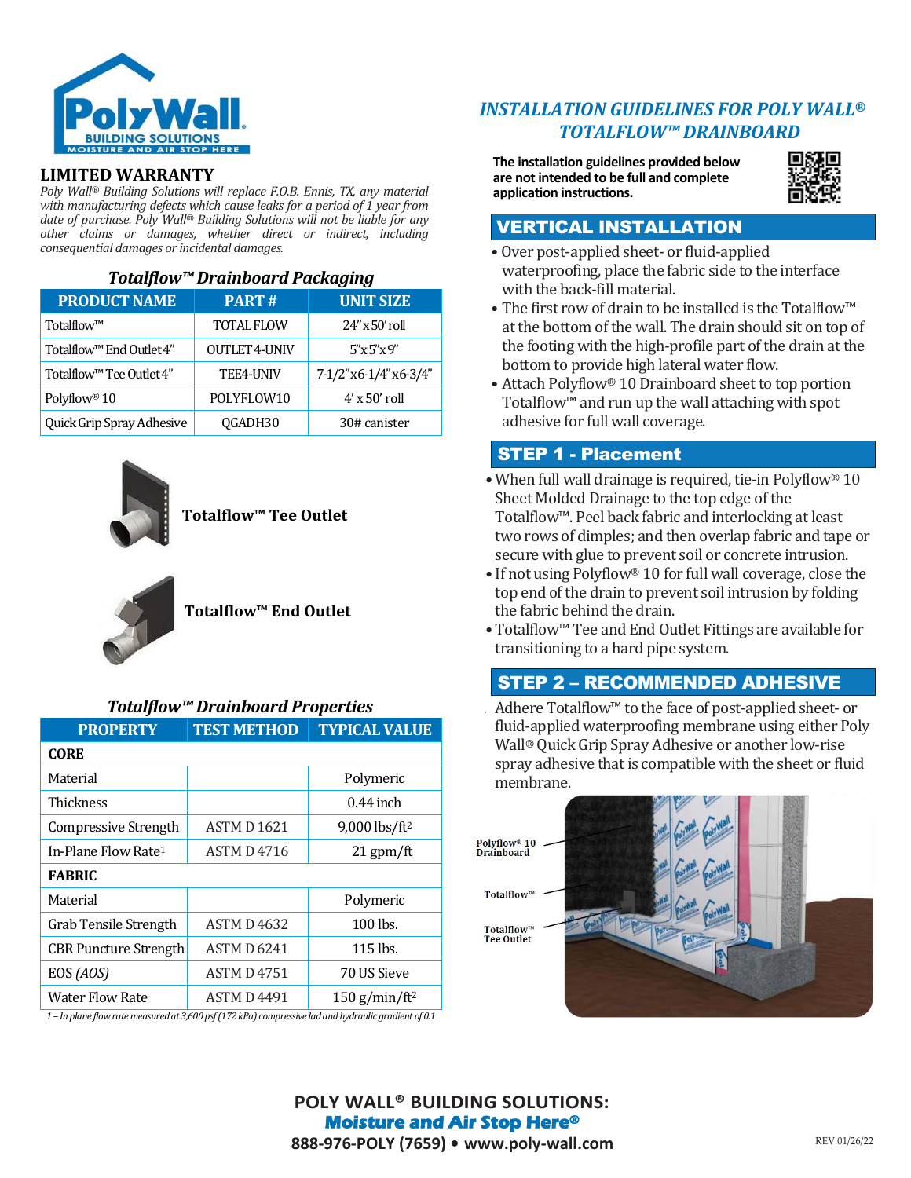## LIMITED WARRANTY

*Poly Wall® Building Solutions will replace F.O.B. Ennis, TX, any material with manufacturing defects which cause leaks for a period of 1 year from date of purchase. Poly Wall® Building Solutions will not be liable for any other claims or damages, whether direct or indirect, including consequential damages or incidental damages.*

### *Totalflow™ Drainboard Packaging*

| PRODUCT NAME | PART # | UNIT SIZE |
|---|---|---|
| Totalflow™ | TOTAL FLOW | 24" x 50' roll |
| Totalflow™ End Outlet 4" | OUTLET 4-UNIV | 5"x 5"x 9" |
| Totalflow™ Tee Outlet 4" | TEE4-UNIV | 7-1/2"x6-1/4"x6-3/4" |
| Polyflow® 10 | POLYFLOW10 | 4' x 50' roll |
| Quick Grip Spray Adhesive | QGADH30 | 30# canister |

**Totalflow™ Tee Outlet**

**Totalflow™ End Outlet**

### *Totalflow™ Drainboard Properties*

| PROPERTY | TEST METHOD | TYPICAL VALUE |
|---|---|---|
| **CORE** | | |
| Material | | Polymeric |
| Thickness | | 0.44 inch |
| Compressive Strength | ASTM D 1621 | 9,000 lbs/ft² |
| In-Plane Flow Rate[1] | ASTM D 4716 | 21 gpm/ft |
| **FABRIC** | | |
| Material | | Polymeric |
| Grab Tensile Strength | ASTM D 4632 | 100 lbs. |
| CBR Puncture Strength | ASTM D 6241 | 115 lbs. |
| EOS *(AOS)* | ASTM D 4751 | 70 US Sieve |
| Water Flow Rate | ASTM D 4491 | 150 g/min/ft² |

*1 – In plane flow rate measured at 3,600 psf (172 kPa) compressive lad and hydraulic gradient of 0.1*

## *INSTALLATION GUIDELINES FOR POLY WALL® TOTALFLOW™ DRAINBOARD*

**The installation guidelines provided below are not intended to be full and complete application instructions.**

### VERTICAL INSTALLATION

- Over post-applied sheet- or fluid-applied waterproofing, place the fabric side to the interface with the back-fill material.
- The first row of drain to be installed is the Totalflow™ at the bottom of the wall. The drain should sit on top of the footing with the high-profile part of the drain at the bottom to provide high lateral water flow.
- Attach Polyflow® 10 Drainboard sheet to top portion Totalflow™ and run up the wall attaching with spot adhesive for full wall coverage.

### STEP 1 - Placement

- When full wall drainage is required, tie-in Polyflow® 10 Sheet Molded Drainage to the top edge of the Totalflow™. Peel back fabric and interlocking at least two rows of dimples; and then overlap fabric and tape or secure with glue to prevent soil or concrete intrusion.
- If not using Polyflow® 10 for full wall coverage, close the top end of the drain to prevent soil intrusion by folding the fabric behind the drain.
- Totalflow™ Tee and End Outlet Fittings are available for transitioning to a hard pipe system.

### STEP 2 – RECOMMENDED ADHESIVE

Adhere Totalflow™ to the face of post-applied sheet- or fluid-applied waterproofing membrane using either Poly Wall® Quick Grip Spray Adhesive or another low-rise spray adhesive that is compatible with the sheet or fluid membrane.

Polyflow® 10 Drainboard

Totalflow™

Totalflow™ Tee Outlet

**POLY WALL® BUILDING SOLUTIONS:**
**Moisture and Air Stop Here®**
**888-976-POLY (7659) • www.poly-wall.com**

REV 01/26/22